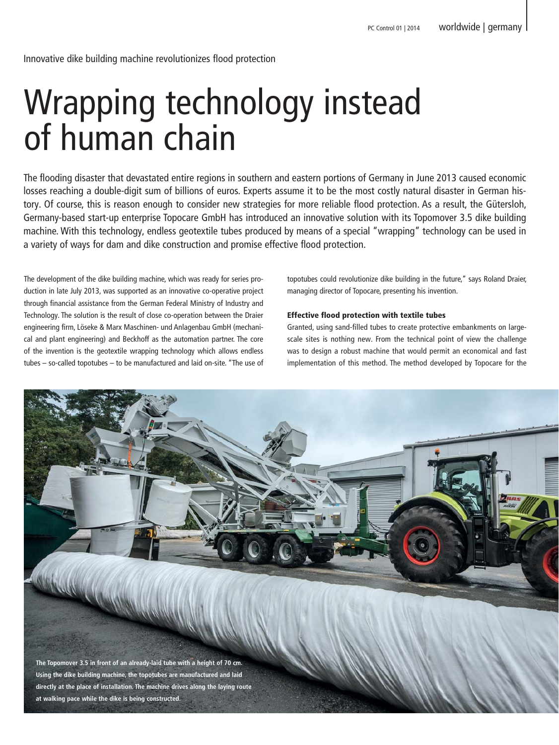Innovative dike building machine revolutionizes flood protection

# Wrapping technology instead of human chain

The flooding disaster that devastated entire regions in southern and eastern portions of Germany in June 2013 caused economic losses reaching a double-digit sum of billions of euros. Experts assume it to be the most costly natural disaster in German history. Of course, this is reason enough to consider new strategies for more reliable flood protection. As a result, the Gütersloh, Germany-based start-up enterprise Topocare GmbH has introduced an innovative solution with its Topomover 3.5 dike building machine. With this technology, endless geotextile tubes produced by means of a special "wrapping" technology can be used in a variety of ways for dam and dike construction and promise effective flood protection.

The development of the dike building machine, which was ready for series production in late July 2013, was supported as an innovative co-operative project through financial assistance from the German Federal Ministry of Industry and Technology. The solution is the result of close co-operation between the Draier engineering firm, Löseke & Marx Maschinen- und Anlagenbau GmbH (mechanical and plant engineering) and Beckhoff as the automation partner. The core of the invention is the geotextile wrapping technology which allows endless tubes – so-called topotubes – to be manufactured and laid on-site. "The use of topotubes could revolutionize dike building in the future," says Roland Draier, managing director of Topocare, presenting his invention.

### Effective flood protection with textile tubes

Granted, using sand-filled tubes to create protective embankments on large-scale sites is nothing new. From the technical point of view the challenge was to design a robust machine that would permit an economical and fast implementation of this method. The method developed by Topocare for the

The Topomover 3.5 in front of an already-laid tube with a height of 70 cm. Using the dike building machine, the topotubes are manufactured and laid directly at the place of installation. The machine drives along the laying route at walking pace while the dike is being constructed.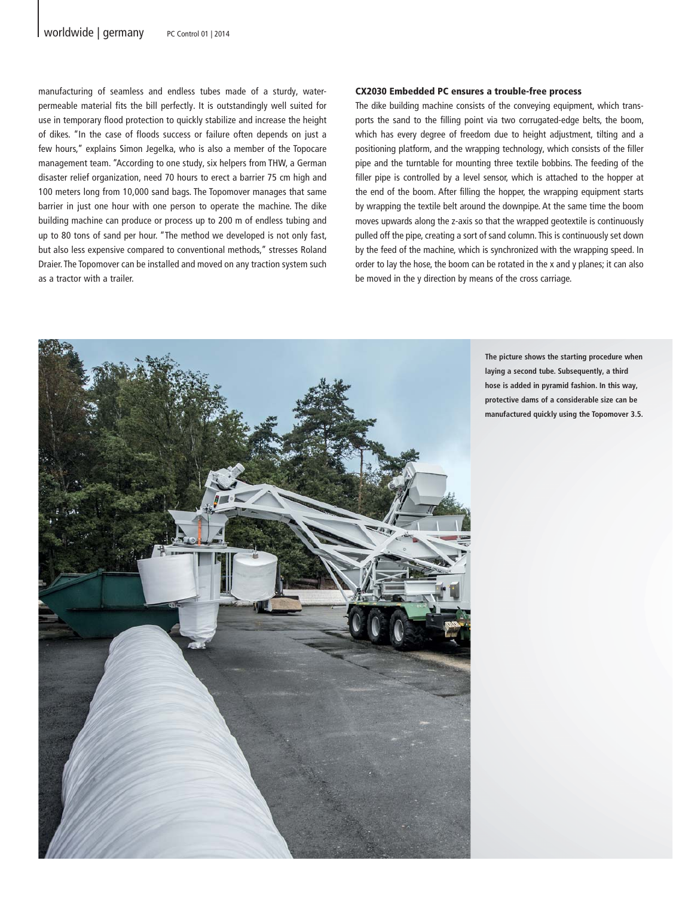manufacturing of seamless and endless tubes made of a sturdy, water-permeable material fits the bill perfectly. It is outstandingly well suited for use in temporary flood protection to quickly stabilize and increase the height of dikes. "In the case of floods success or failure often depends on just a few hours," explains Simon Jegelka, who is also a member of the Topocare management team. "According to one study, six helpers from THW, a German disaster relief organization, need 70 hours to erect a barrier 75 cm high and 100 meters long from 10,000 sand bags. The Topomover manages that same barrier in just one hour with one person to operate the machine. The dike building machine can produce or process up to 200 m of endless tubing and up to 80 tons of sand per hour. "The method we developed is not only fast, but also less expensive compared to conventional methods," stresses Roland Draier. The Topomover can be installed and moved on any traction system such as a tractor with a trailer.

### CX2030 Embedded PC ensures a trouble-free process

The dike building machine consists of the conveying equipment, which transports the sand to the filling point via two corrugated-edge belts, the boom, which has every degree of freedom due to height adjustment, tilting and a positioning platform, and the wrapping technology, which consists of the filler pipe and the turntable for mounting three textile bobbins. The feeding of the filler pipe is controlled by a level sensor, which is attached to the hopper at the end of the boom. After filling the hopper, the wrapping equipment starts by wrapping the textile belt around the downpipe. At the same time the boom moves upwards along the z-axis so that the wrapped geotextile is continuously pulled off the pipe, creating a sort of sand column. This is continuously set down by the feed of the machine, which is synchronized with the wrapping speed. In order to lay the hose, the boom can be rotated in the x and y planes; it can also be moved in the y direction by means of the cross carriage.

**The picture shows the starting procedure when laying a second tube. Subsequently, a third hose is added in pyramid fashion. In this way, protective dams of a considerable size can be manufactured quickly using the Topomover 3.5.**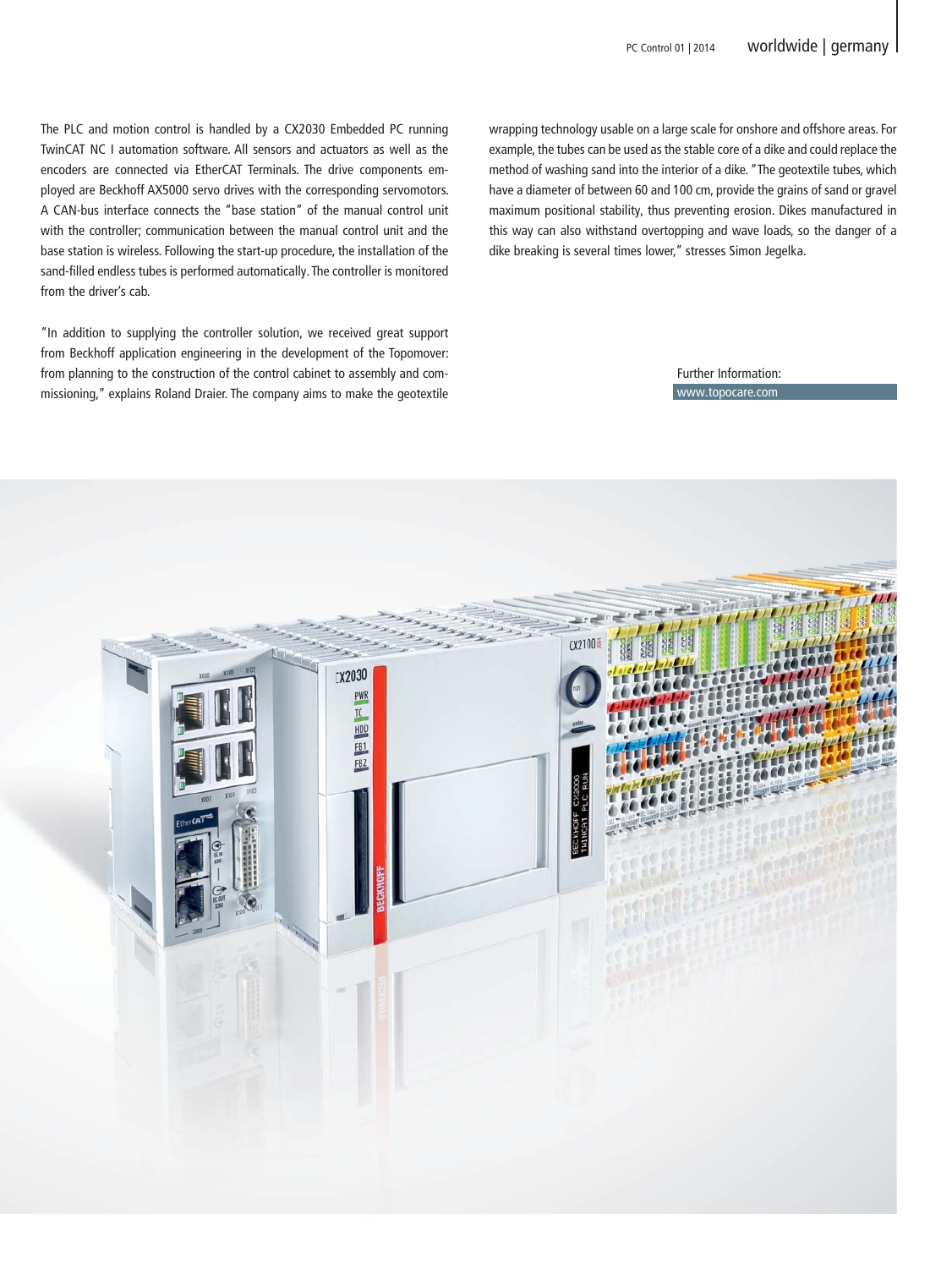The PLC and motion control is handled by a CX2030 Embedded PC running TwinCAT NC I automation software. All sensors and actuators as well as the encoders are connected via EtherCAT Terminals. The drive components employed are Beckhoff AX5000 servo drives with the corresponding servomotors. A CAN-bus interface connects the "base station" of the manual control unit with the controller; communication between the manual control unit and the base station is wireless. Following the start-up procedure, the installation of the sand-filled endless tubes is performed automatically. The controller is monitored from the driver's cab.

"In addition to supplying the controller solution, we received great support from Beckhoff application engineering in the development of the Topomover: from planning to the construction of the control cabinet to assembly and commissioning," explains Roland Draier. The company aims to make the geotextile wrapping technology usable on a large scale for onshore and offshore areas. For example, the tubes can be used as the stable core of a dike and could replace the method of washing sand into the interior of a dike. "The geotextile tubes, which have a diameter of between 60 and 100 cm, provide the grains of sand or gravel maximum positional stability, thus preventing erosion. Dikes manufactured in this way can also withstand overtopping and wave loads, so the danger of a dike breaking is several times lower," stresses Simon Jegelka.

Further Information:
www.topocare.com